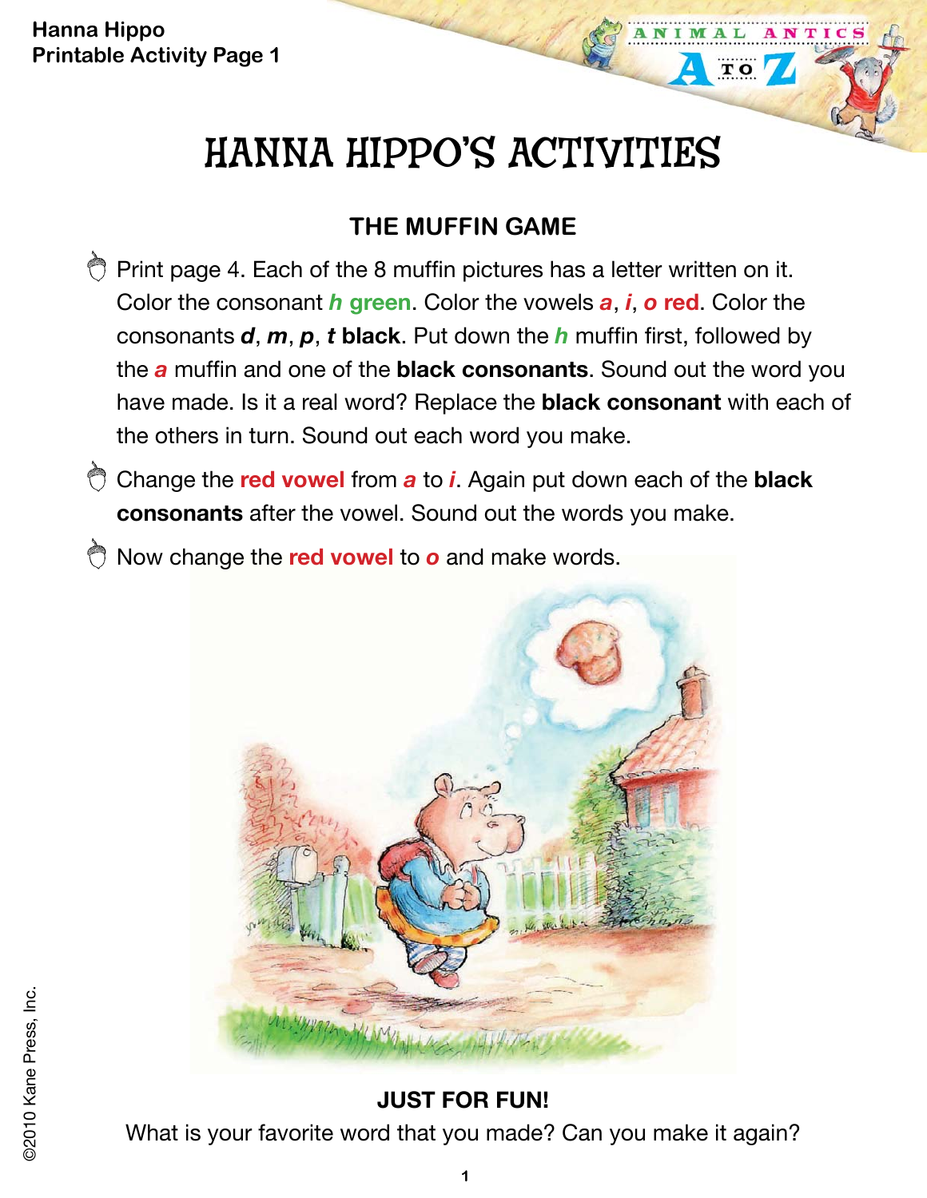# HANNA HIPPO'S ACTIVITIES

## THE MUFFIN GAME

- Print page 4. Each of the 8 muffin pictures has a letter written on it. Color the consonant ***h*** **green**. Color the vowels ***a***, ***i***, ***o*** **red**. Color the consonants ***d***, ***m***, ***p***, ***t*** **black**. Put down the ***h*** muffin first, followed by the ***a*** muffin and one of the **black consonants**. Sound out the word you have made. Is it a real word? Replace the **black consonant** with each of the others in turn. Sound out each word you make.
- Change the **red vowel** from ***a*** to ***i***. Again put down each of the **black consonants** after the vowel. Sound out the words you make.
- Now change the **red vowel** to ***o*** and make words.

**JUST FOR FUN!**

What is your favorite word that you made? Can you make it again?

©2010 Kane Press, Inc.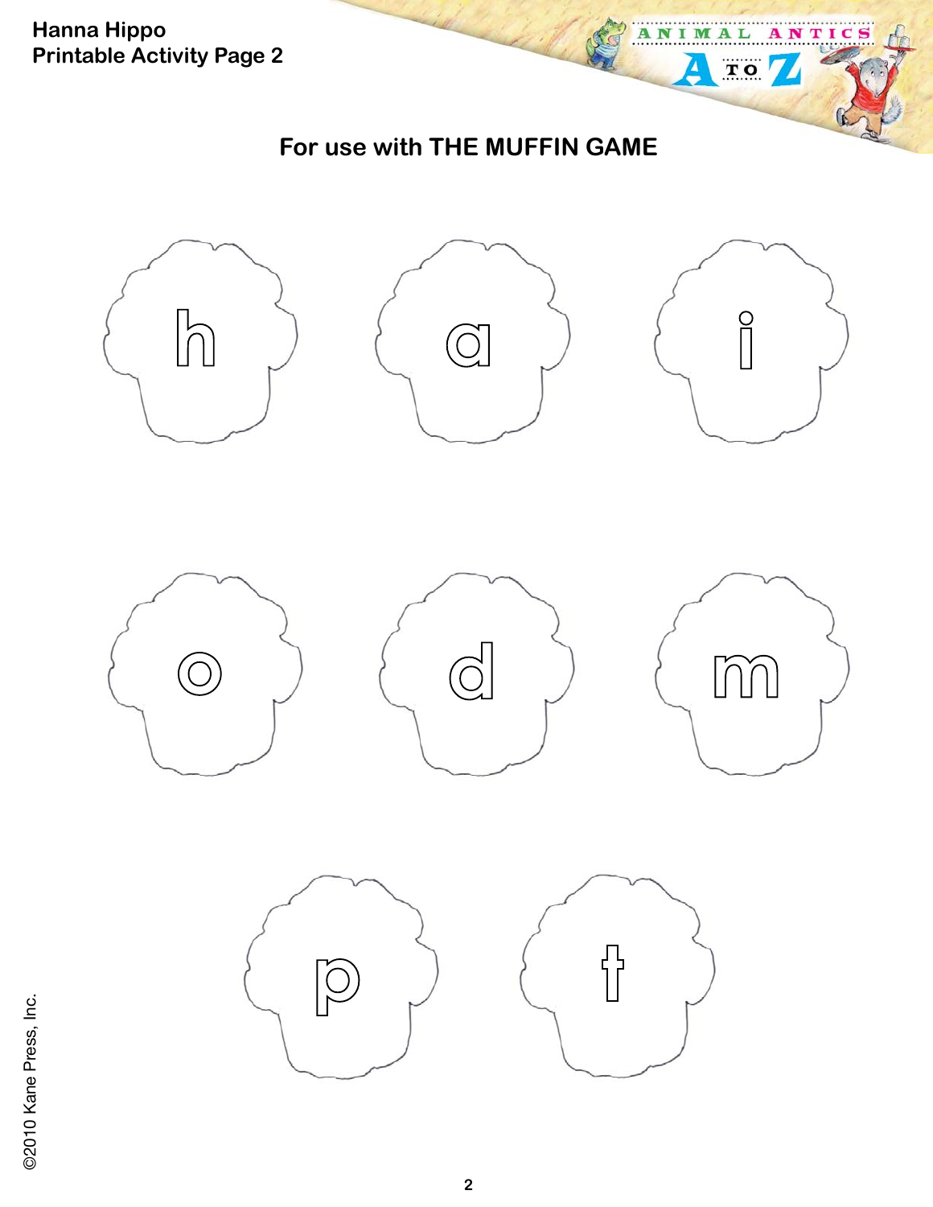**Hanna Hippo**
**Printable Activity Page 2**

## For use with THE MUFFIN GAME

h

a

i

o

d

m

p

t

©2010 Kane Press, Inc.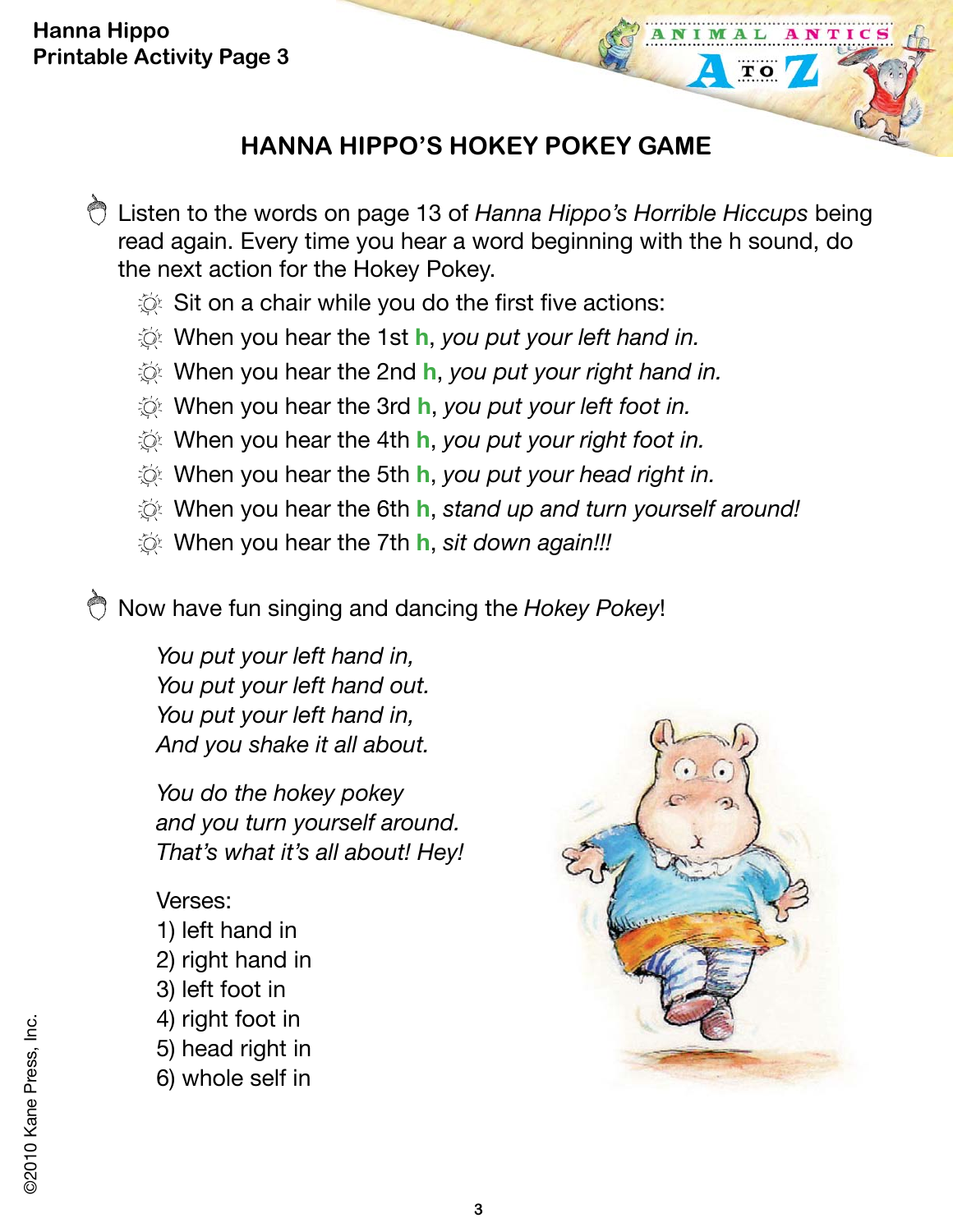# HANNA HIPPO'S HOKEY POKEY GAME

- Listen to the words on page 13 of *Hanna Hippo's Horrible Hiccups* being read again. Every time you hear a word beginning with the h sound, do the next action for the Hokey Pokey.
  - Sit on a chair while you do the first five actions:
  - When you hear the 1st **h**, *you put your left hand in.*
  - When you hear the 2nd **h**, *you put your right hand in.*
  - When you hear the 3rd **h**, *you put your left foot in.*
  - When you hear the 4th **h**, *you put your right foot in.*
  - When you hear the 5th **h**, *you put your head right in.*
  - When you hear the 6th **h**, *stand up and turn yourself around!*
  - When you hear the 7th **h**, *sit down again!!!*

- Now have fun singing and dancing the *Hokey Pokey*!

*You put your left hand in,*
*You put your left hand out.*
*You put your left hand in,*
*And you shake it all about.*

*You do the hokey pokey*
*and you turn yourself around.*
*That's what it's all about! Hey!*

Verses:
1) left hand in
2) right hand in
3) left foot in
4) right foot in
5) head right in
6) whole self in

©2010 Kane Press, Inc.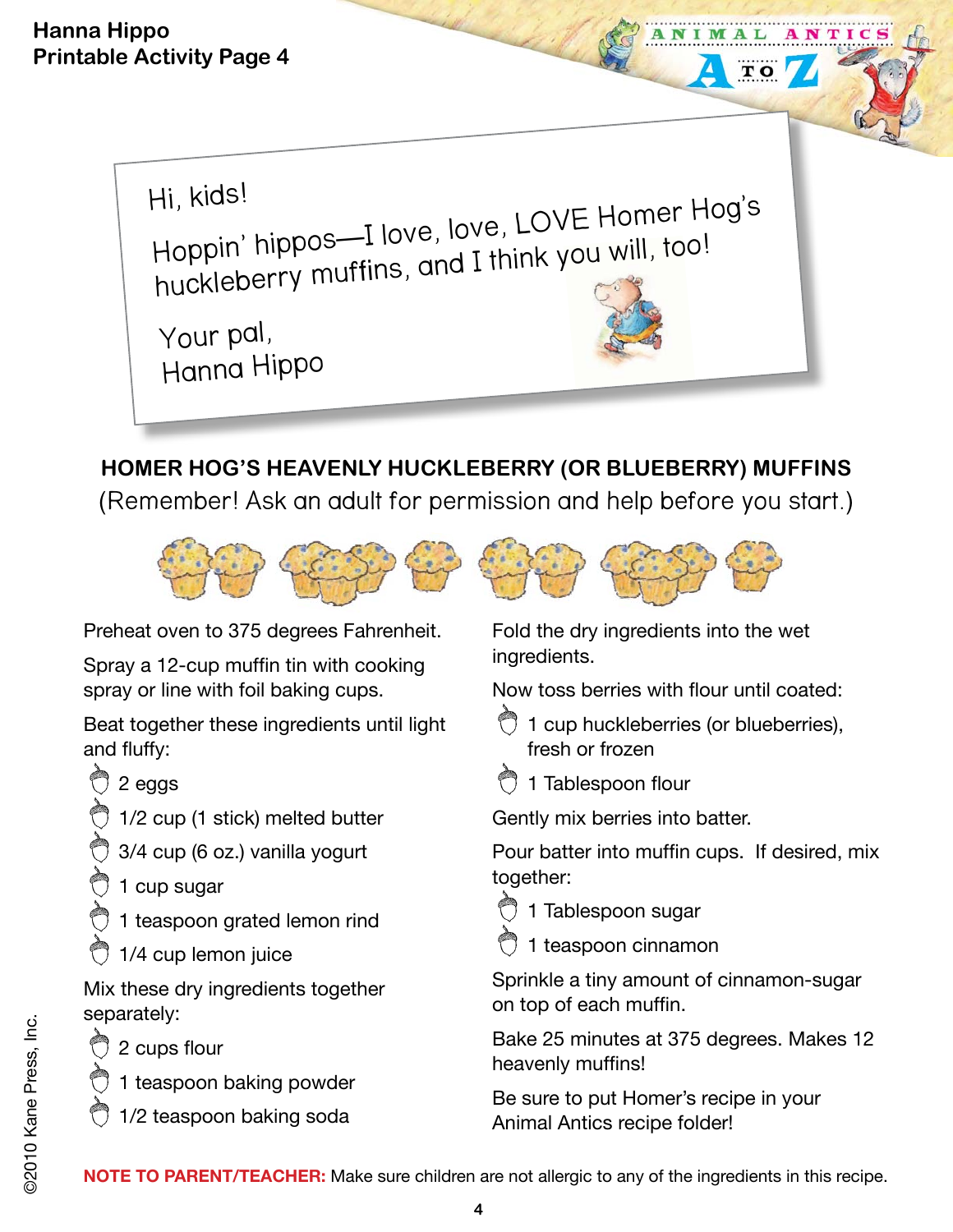Hanna Hippo
Printable Activity Page 4

ANIMAL ANTICS A TO Z

Hi, kids!

Hoppin' hippos—I love, love, LOVE Homer Hog's huckleberry muffins, and I think you will, too!

Your pal,
Hanna Hippo

## HOMER HOG'S HEAVENLY HUCKLEBERRY (OR BLUEBERRY) MUFFINS

(Remember! Ask an adult for permission and help before you start.)

Preheat oven to 375 degrees Fahrenheit.

Spray a 12-cup muffin tin with cooking spray or line with foil baking cups.

Beat together these ingredients until light and fluffy:

- 2 eggs
- 1/2 cup (1 stick) melted butter
- 3/4 cup (6 oz.) vanilla yogurt
- 1 cup sugar
- 1 teaspoon grated lemon rind
- 1/4 cup lemon juice

Mix these dry ingredients together separately:

- 2 cups flour
- 1 teaspoon baking powder
- 1/2 teaspoon baking soda

Fold the dry ingredients into the wet ingredients.

Now toss berries with flour until coated:

- 1 cup huckleberries (or blueberries), fresh or frozen
- 1 Tablespoon flour

Gently mix berries into batter.

Pour batter into muffin cups. If desired, mix together:

- 1 Tablespoon sugar
- 1 teaspoon cinnamon

Sprinkle a tiny amount of cinnamon-sugar on top of each muffin.

Bake 25 minutes at 375 degrees. Makes 12 heavenly muffins!

Be sure to put Homer's recipe in your Animal Antics recipe folder!

**NOTE TO PARENT/TEACHER:** Make sure children are not allergic to any of the ingredients in this recipe.

©2010 Kane Press, Inc.